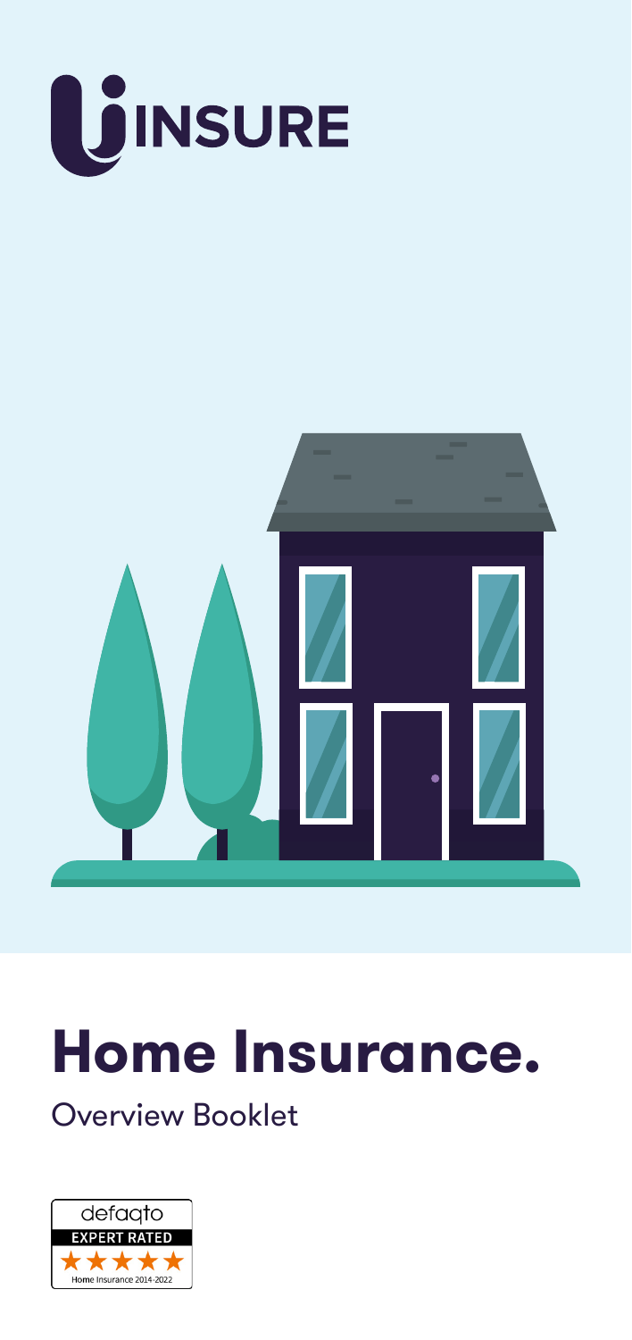UINSURE

# Home Insurance.

Overview Booklet

defaqto
EXPERT RATED
★★★★★
Home Insurance 2014-2022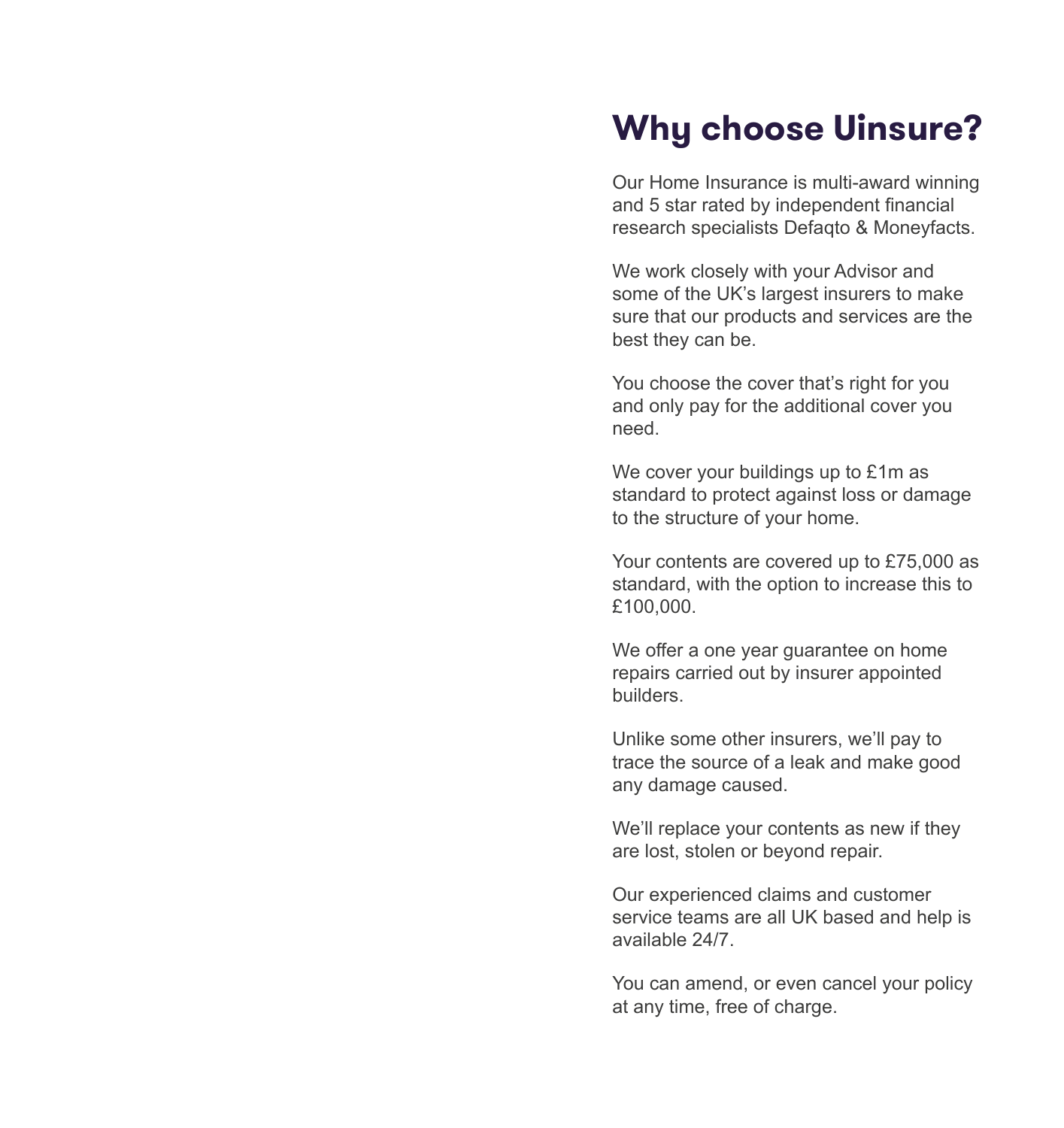# Why choose Uinsure?

Our Home Insurance is multi-award winning and 5 star rated by independent financial research specialists Defaqto & Moneyfacts.

We work closely with your Advisor and some of the UK's largest insurers to make sure that our products and services are the best they can be.

You choose the cover that's right for you and only pay for the additional cover you need.

We cover your buildings up to £1m as standard to protect against loss or damage to the structure of your home.

Your contents are covered up to £75,000 as standard, with the option to increase this to £100,000.

We offer a one year guarantee on home repairs carried out by insurer appointed builders.

Unlike some other insurers, we'll pay to trace the source of a leak and make good any damage caused.

We'll replace your contents as new if they are lost, stolen or beyond repair.

Our experienced claims and customer service teams are all UK based and help is available 24/7.

You can amend, or even cancel your policy at any time, free of charge.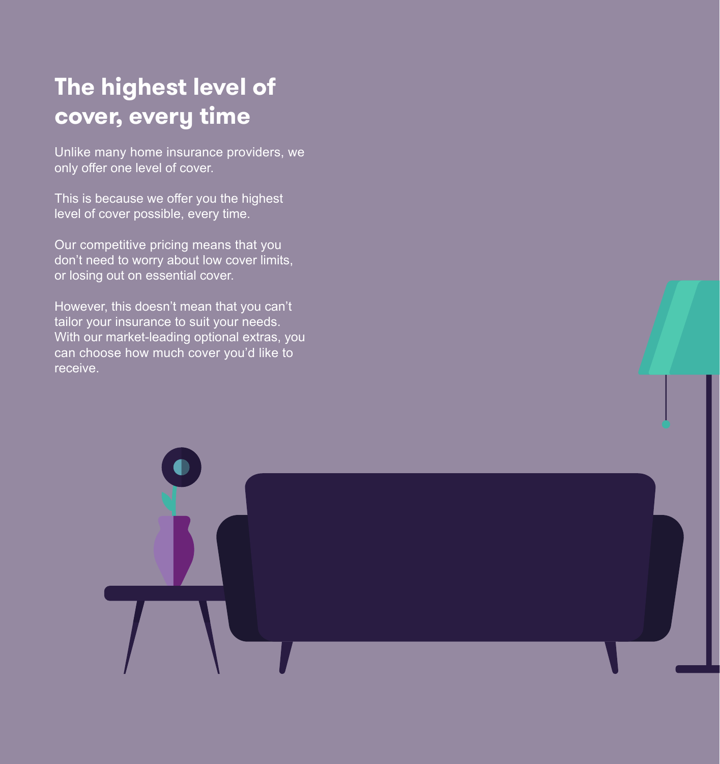# The highest level of cover, every time

Unlike many home insurance providers, we only offer one level of cover.

This is because we offer you the highest level of cover possible, every time.

Our competitive pricing means that you don't need to worry about low cover limits, or losing out on essential cover.

However, this doesn't mean that you can't tailor your insurance to suit your needs. With our market-leading optional extras, you can choose how much cover you'd like to receive.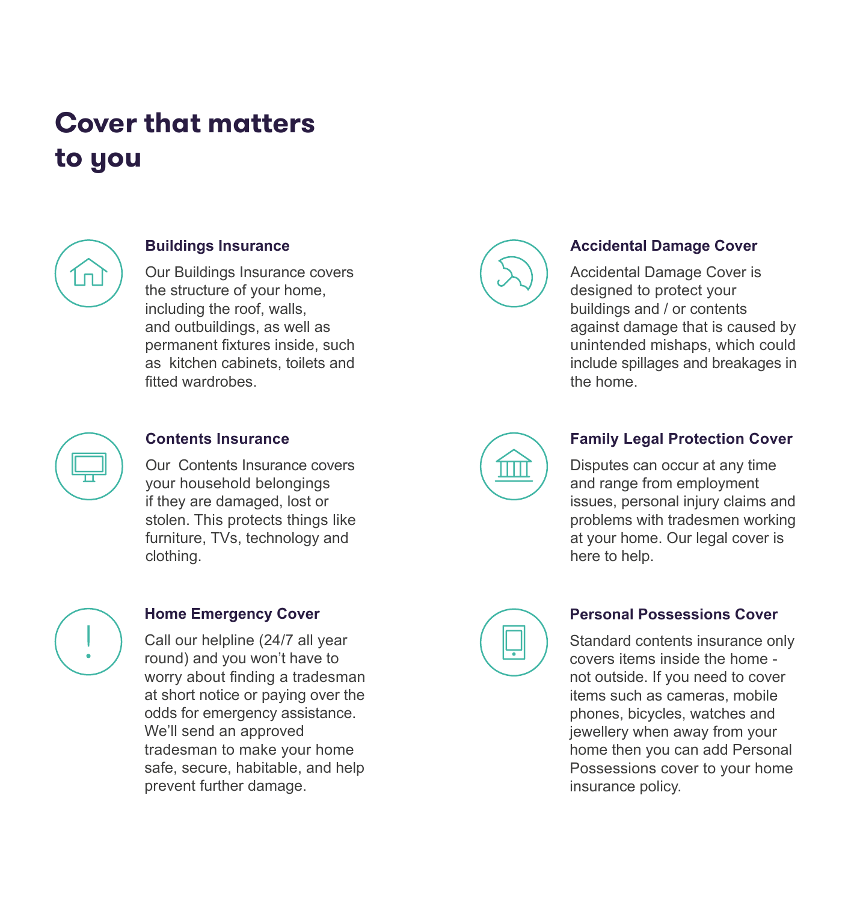# Cover that matters to you

### Buildings Insurance

Our Buildings Insurance covers the structure of your home, including the roof, walls, and outbuildings, as well as permanent fixtures inside, such as kitchen cabinets, toilets and fitted wardrobes.

### Contents Insurance

Our Contents Insurance covers your household belongings if they are damaged, lost or stolen. This protects things like furniture, TVs, technology and clothing.

### Home Emergency Cover

Call our helpline (24/7 all year round) and you won't have to worry about finding a tradesman at short notice or paying over the odds for emergency assistance. We'll send an approved tradesman to make your home safe, secure, habitable, and help prevent further damage.

### Accidental Damage Cover

Accidental Damage Cover is designed to protect your buildings and / or contents against damage that is caused by unintended mishaps, which could include spillages and breakages in the home.

### Family Legal Protection Cover

Disputes can occur at any time and range from employment issues, personal injury claims and problems with tradesmen working at your home. Our legal cover is here to help.

### Personal Possessions Cover

Standard contents insurance only covers items inside the home - not outside. If you need to cover items such as cameras, mobile phones, bicycles, watches and jewellery when away from your home then you can add Personal Possessions cover to your home insurance policy.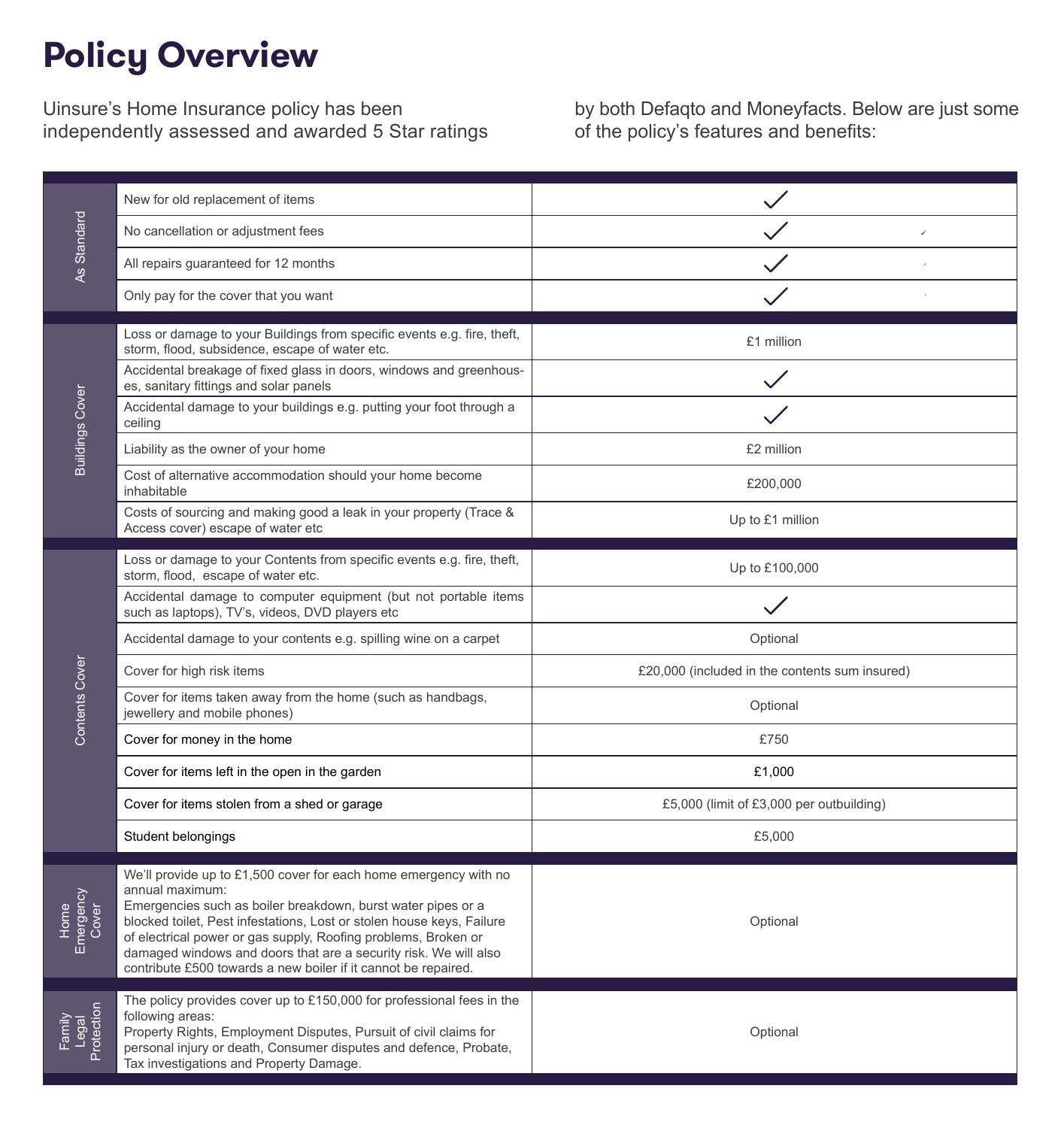# Policy Overview

Uinsure's Home Insurance policy has been independently assessed and awarded 5 Star ratings by both Defaqto and Moneyfacts. Below are just some of the policy's features and benefits:

| Section | Feature | Cover |
|---|---|---|
| As Standard | New for old replacement of items | ✓ |
| | No cancellation or adjustment fees | ✓ |
| | All repairs guaranteed for 12 months | ✓ |
| | Only pay for the cover that you want | ✓ |
| Buildings Cover | Loss or damage to your Buildings from specific events e.g. fire, theft, storm, flood, subsidence, escape of water etc. | £1 million |
| | Accidental breakage of fixed glass in doors, windows and greenhouses, sanitary fittings and solar panels | ✓ |
| | Accidental damage to your buildings e.g. putting your foot through a ceiling | ✓ |
| | Liability as the owner of your home | £2 million |
| | Cost of alternative accommodation should your home become inhabitable | £200,000 |
| | Costs of sourcing and making good a leak in your property (Trace & Access cover) escape of water etc | Up to £1 million |
| Contents Cover | Loss or damage to your Contents from specific events e.g. fire, theft, storm, flood, escape of water etc. | Up to £100,000 |
| | Accidental damage to computer equipment (but not portable items such as laptops), TV's, videos, DVD players etc | ✓ |
| | Accidental damage to your contents e.g. spilling wine on a carpet | Optional |
| | Cover for high risk items | £20,000 (included in the contents sum insured) |
| | Cover for items taken away from the home (such as handbags, jewellery and mobile phones) | Optional |
| | Cover for money in the home | £750 |
| | Cover for items left in the open in the garden | £1,000 |
| | Cover for items stolen from a shed or garage | £5,000 (limit of £3,000 per outbuilding) |
| | Student belongings | £5,000 |
| Home Emergency Cover | We'll provide up to £1,500 cover for each home emergency with no annual maximum: Emergencies such as boiler breakdown, burst water pipes or a blocked toilet, Pest infestations, Lost or stolen house keys, Failure of electrical power or gas supply, Roofing problems, Broken or damaged windows and doors that are a security risk. We will also contribute £500 towards a new boiler if it cannot be repaired. | Optional |
| Family Legal Protection | The policy provides cover up to £150,000 for professional fees in the following areas: Property Rights, Employment Disputes, Pursuit of civil claims for personal injury or death, Consumer disputes and defence, Probate, Tax investigations and Property Damage. | Optional |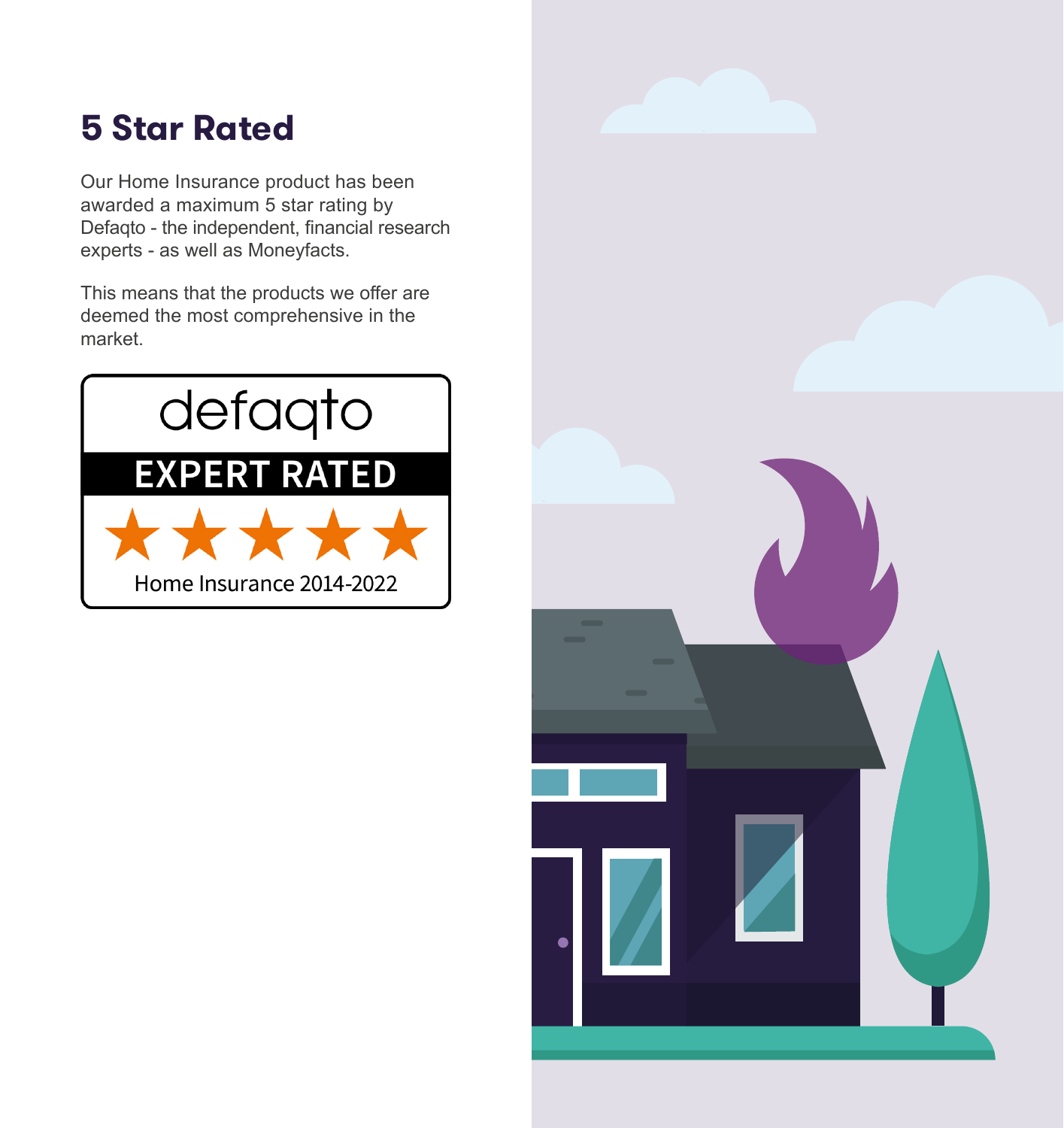## 5 Star Rated

Our Home Insurance product has been awarded a maximum 5 star rating by Defaqto - the independent, financial research experts - as well as Moneyfacts.

This means that the products we offer are deemed the most comprehensive in the market.

defaqto

EXPERT RATED

★★★★★

Home Insurance 2014-2022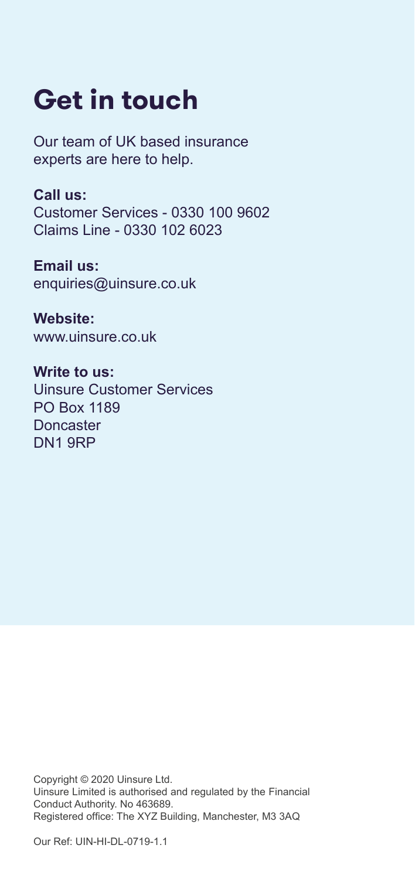# Get in touch

Our team of UK based insurance experts are here to help.

**Call us:**
Customer Services - 0330 100 9602
Claims Line - 0330 102 6023

**Email us:**
enquiries@uinsure.co.uk

**Website:**
www.uinsure.co.uk

**Write to us:**
Uinsure Customer Services
PO Box 1189
Doncaster
DN1 9RP

Copyright © 2020 Uinsure Ltd.
Uinsure Limited is authorised and regulated by the Financial Conduct Authority. No 463689.
Registered office: The XYZ Building, Manchester, M3 3AQ

Our Ref: UIN-HI-DL-0719-1.1